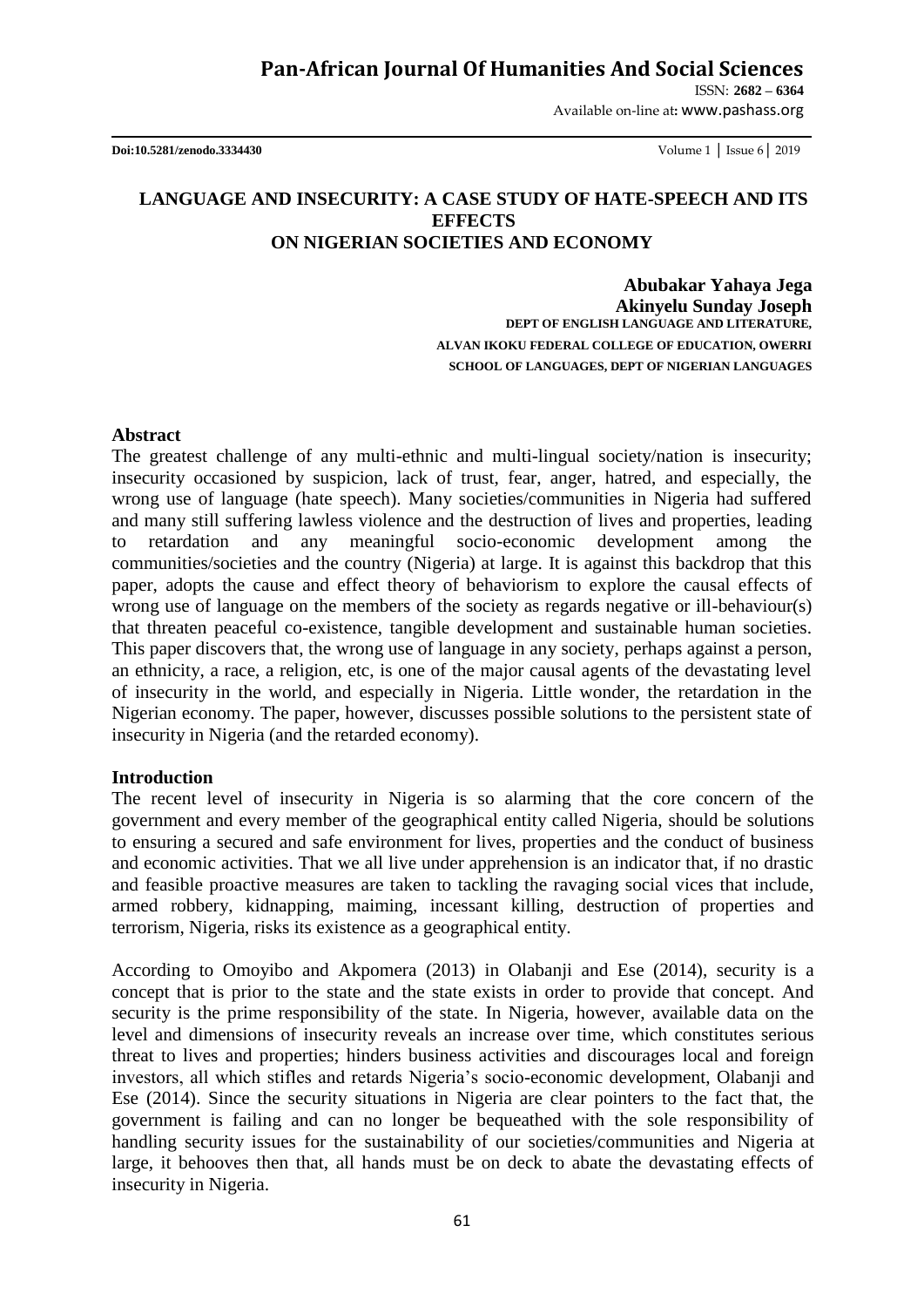# LANGUAGE AND INSECURITY: A CASE STUDY OF HATE-SPEECH AND ITS EFFECTS ON NIGERIAN SOCIETIES AND ECONOMY

**Abubakar Yahaya Jega**
**Akinyelu Sunday Joseph**

**DEPT OF ENGLISH LANGUAGE AND LITERATURE,**
**ALVAN IKOKU FEDERAL COLLEGE OF EDUCATION, OWERRI**
**SCHOOL OF LANGUAGES, DEPT OF NIGERIAN LANGUAGES**

## Abstract

The greatest challenge of any multi-ethnic and multi-lingual society/nation is insecurity; insecurity occasioned by suspicion, lack of trust, fear, anger, hatred, and especially, the wrong use of language (hate speech). Many societies/communities in Nigeria had suffered and many still suffering lawless violence and the destruction of lives and properties, leading to retardation and any meaningful socio-economic development among the communities/societies and the country (Nigeria) at large. It is against this backdrop that this paper, adopts the cause and effect theory of behaviorism to explore the causal effects of wrong use of language on the members of the society as regards negative or ill-behaviour(s) that threaten peaceful co-existence, tangible development and sustainable human societies. This paper discovers that, the wrong use of language in any society, perhaps against a person, an ethnicity, a race, a religion, etc, is one of the major causal agents of the devastating level of insecurity in the world, and especially in Nigeria. Little wonder, the retardation in the Nigerian economy. The paper, however, discusses possible solutions to the persistent state of insecurity in Nigeria (and the retarded economy).

## Introduction

The recent level of insecurity in Nigeria is so alarming that the core concern of the government and every member of the geographical entity called Nigeria, should be solutions to ensuring a secured and safe environment for lives, properties and the conduct of business and economic activities. That we all live under apprehension is an indicator that, if no drastic and feasible proactive measures are taken to tackling the ravaging social vices that include, armed robbery, kidnapping, maiming, incessant killing, destruction of properties and terrorism, Nigeria, risks its existence as a geographical entity.

According to Omoyibo and Akpomera (2013) in Olabanji and Ese (2014), security is a concept that is prior to the state and the state exists in order to provide that concept. And security is the prime responsibility of the state. In Nigeria, however, available data on the level and dimensions of insecurity reveals an increase over time, which constitutes serious threat to lives and properties; hinders business activities and discourages local and foreign investors, all which stifles and retards Nigeria's socio-economic development, Olabanji and Ese (2014). Since the security situations in Nigeria are clear pointers to the fact that, the government is failing and can no longer be bequeathed with the sole responsibility of handling security issues for the sustainability of our societies/communities and Nigeria at large, it behooves then that, all hands must be on deck to abate the devastating effects of insecurity in Nigeria.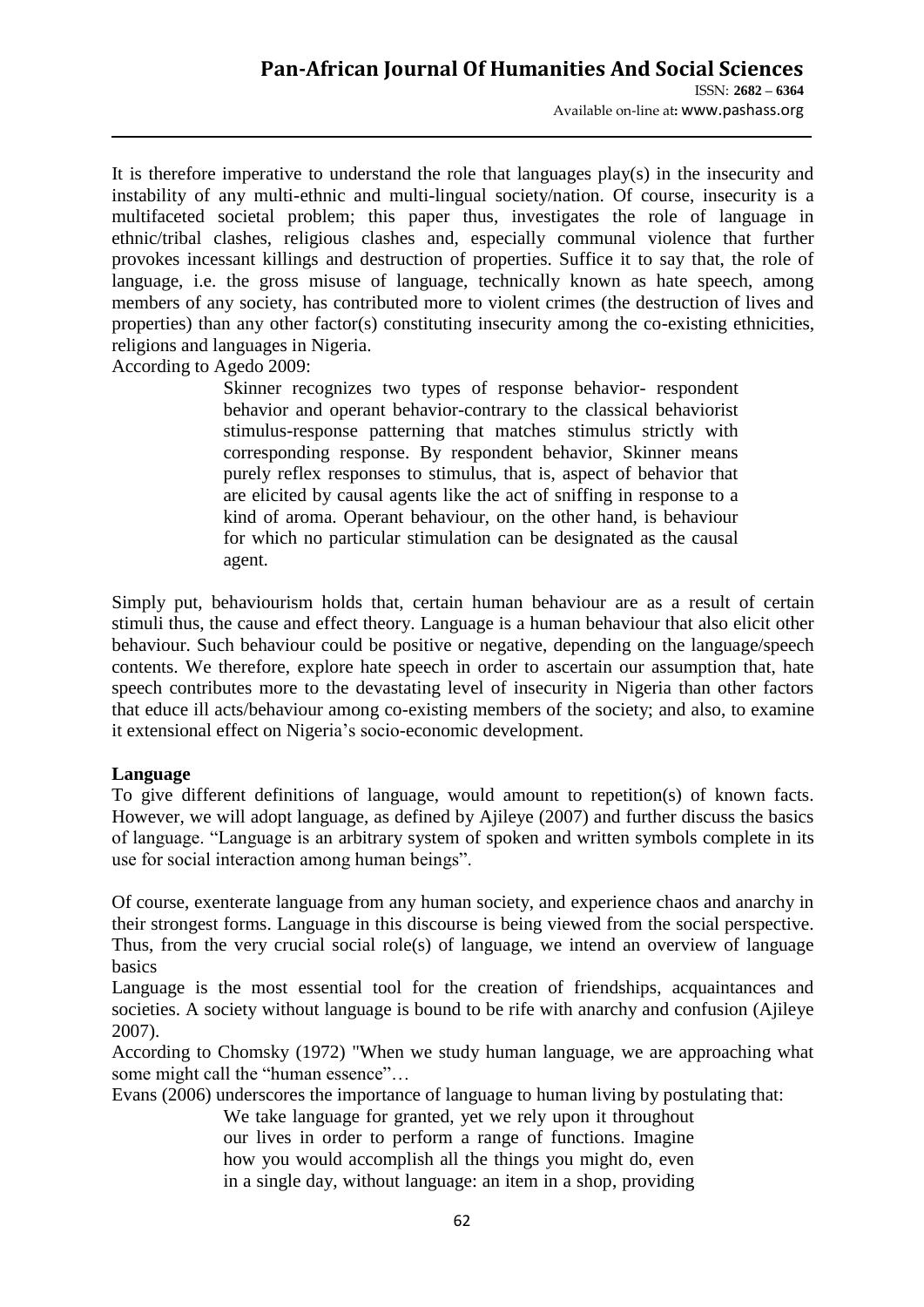It is therefore imperative to understand the role that languages play(s) in the insecurity and instability of any multi-ethnic and multi-lingual society/nation. Of course, insecurity is a multifaceted societal problem; this paper thus, investigates the role of language in ethnic/tribal clashes, religious clashes and, especially communal violence that further provokes incessant killings and destruction of properties. Suffice it to say that, the role of language, i.e. the gross misuse of language, technically known as hate speech, among members of any society, has contributed more to violent crimes (the destruction of lives and properties) than any other factor(s) constituting insecurity among the co-existing ethnicities, religions and languages in Nigeria.

According to Agedo 2009:

> Skinner recognizes two types of response behavior- respondent behavior and operant behavior-contrary to the classical behaviorist stimulus-response patterning that matches stimulus strictly with corresponding response. By respondent behavior, Skinner means purely reflex responses to stimulus, that is, aspect of behavior that are elicited by causal agents like the act of sniffing in response to a kind of aroma. Operant behaviour, on the other hand, is behaviour for which no particular stimulation can be designated as the causal agent.

Simply put, behaviourism holds that, certain human behaviour are as a result of certain stimuli thus, the cause and effect theory. Language is a human behaviour that also elicit other behaviour. Such behaviour could be positive or negative, depending on the language/speech contents. We therefore, explore hate speech in order to ascertain our assumption that, hate speech contributes more to the devastating level of insecurity in Nigeria than other factors that educe ill acts/behaviour among co-existing members of the society; and also, to examine it extensional effect on Nigeria's socio-economic development.

**Language**

To give different definitions of language, would amount to repetition(s) of known facts. However, we will adopt language, as defined by Ajileye (2007) and further discuss the basics of language. "Language is an arbitrary system of spoken and written symbols complete in its use for social interaction among human beings".

Of course, exenterate language from any human society, and experience chaos and anarchy in their strongest forms. Language in this discourse is being viewed from the social perspective. Thus, from the very crucial social role(s) of language, we intend an overview of language basics

Language is the most essential tool for the creation of friendships, acquaintances and societies. A society without language is bound to be rife with anarchy and confusion (Ajileye 2007).

According to Chomsky (1972) "When we study human language, we are approaching what some might call the "human essence"…

Evans (2006) underscores the importance of language to human living by postulating that:

> We take language for granted, yet we rely upon it throughout our lives in order to perform a range of functions. Imagine how you would accomplish all the things you might do, even in a single day, without language: an item in a shop, providing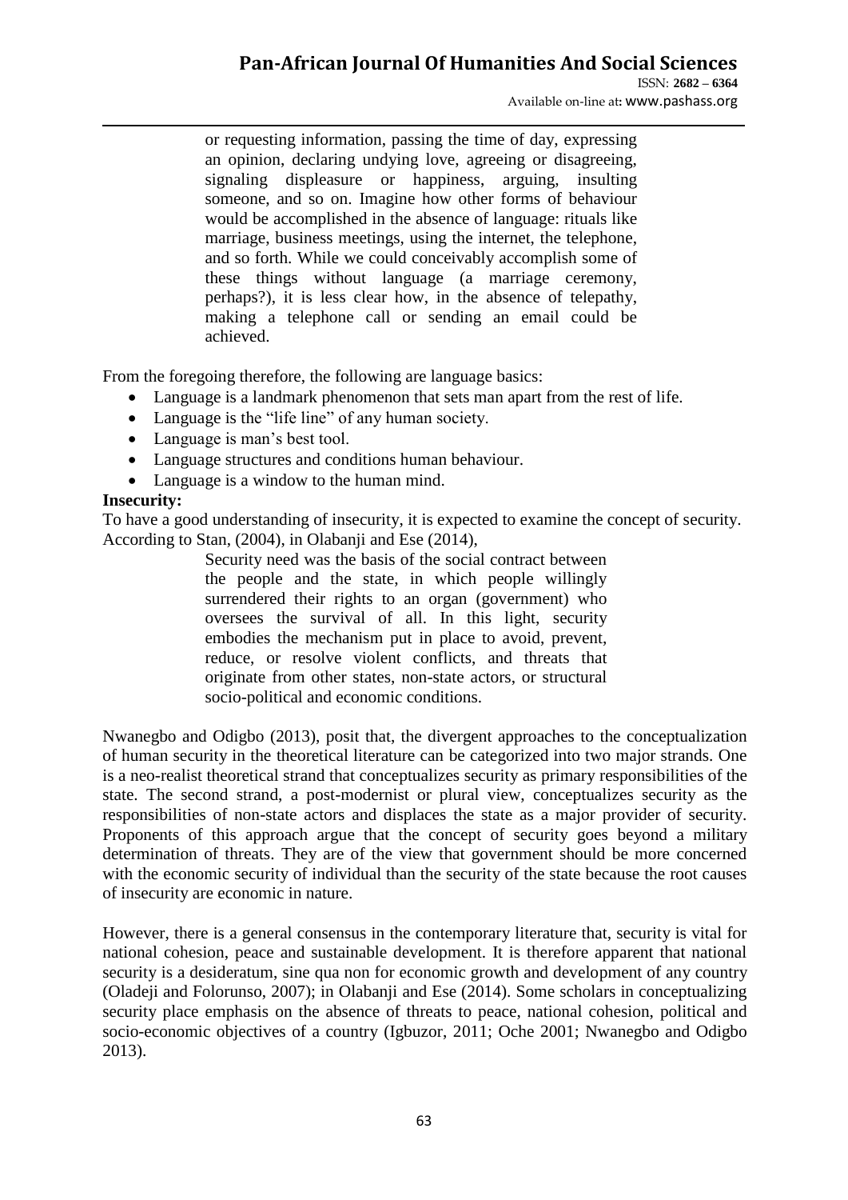> or requesting information, passing the time of day, expressing an opinion, declaring undying love, agreeing or disagreeing, signaling displeasure or happiness, arguing, insulting someone, and so on. Imagine how other forms of behaviour would be accomplished in the absence of language: rituals like marriage, business meetings, using the internet, the telephone, and so forth. While we could conceivably accomplish some of these things without language (a marriage ceremony, perhaps?), it is less clear how, in the absence of telepathy, making a telephone call or sending an email could be achieved.

From the foregoing therefore, the following are language basics:

- Language is a landmark phenomenon that sets man apart from the rest of life.
- Language is the "life line" of any human society.
- Language is man's best tool.
- Language structures and conditions human behaviour.
- Language is a window to the human mind.

**Insecurity:**

To have a good understanding of insecurity, it is expected to examine the concept of security. According to Stan, (2004), in Olabanji and Ese (2014),

> Security need was the basis of the social contract between the people and the state, in which people willingly surrendered their rights to an organ (government) who oversees the survival of all. In this light, security embodies the mechanism put in place to avoid, prevent, reduce, or resolve violent conflicts, and threats that originate from other states, non-state actors, or structural socio-political and economic conditions.

Nwanegbo and Odigbo (2013), posit that, the divergent approaches to the conceptualization of human security in the theoretical literature can be categorized into two major strands. One is a neo-realist theoretical strand that conceptualizes security as primary responsibilities of the state. The second strand, a post-modernist or plural view, conceptualizes security as the responsibilities of non-state actors and displaces the state as a major provider of security. Proponents of this approach argue that the concept of security goes beyond a military determination of threats. They are of the view that government should be more concerned with the economic security of individual than the security of the state because the root causes of insecurity are economic in nature.

However, there is a general consensus in the contemporary literature that, security is vital for national cohesion, peace and sustainable development. It is therefore apparent that national security is a desideratum, sine qua non for economic growth and development of any country (Oladeji and Folorunso, 2007); in Olabanji and Ese (2014). Some scholars in conceptualizing security place emphasis on the absence of threats to peace, national cohesion, political and socio-economic objectives of a country (Igbuzor, 2011; Oche 2001; Nwanegbo and Odigbo 2013).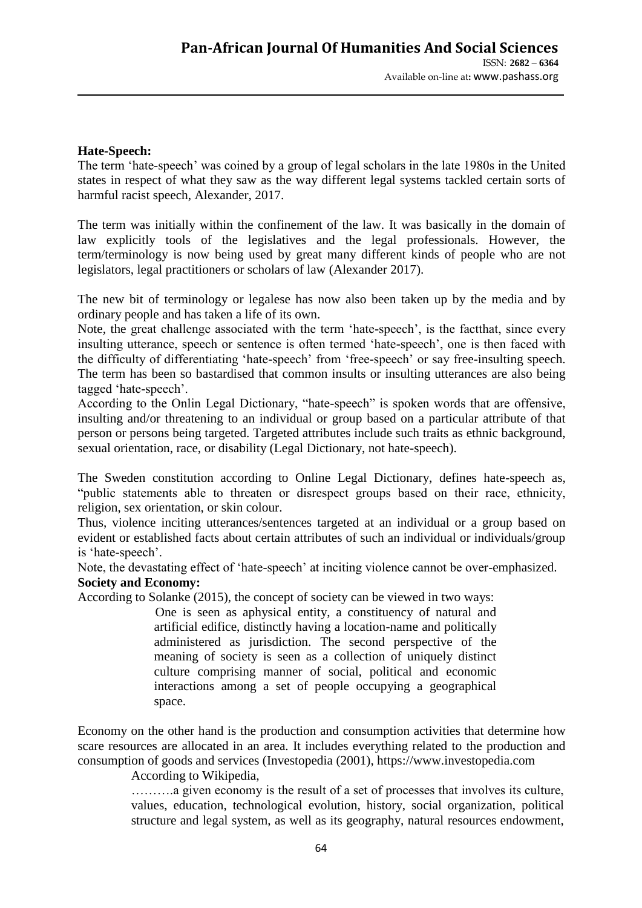**Hate-Speech:**

The term 'hate-speech' was coined by a group of legal scholars in the late 1980s in the United states in respect of what they saw as the way different legal systems tackled certain sorts of harmful racist speech, Alexander, 2017.

The term was initially within the confinement of the law. It was basically in the domain of law explicitly tools of the legislatives and the legal professionals. However, the term/terminology is now being used by great many different kinds of people who are not legislators, legal practitioners or scholars of law (Alexander 2017).

The new bit of terminology or legalese has now also been taken up by the media and by ordinary people and has taken a life of its own.

Note, the great challenge associated with the term 'hate-speech', is the factthat, since every insulting utterance, speech or sentence is often termed 'hate-speech', one is then faced with the difficulty of differentiating 'hate-speech' from 'free-speech' or say free-insulting speech. The term has been so bastardised that common insults or insulting utterances are also being tagged 'hate-speech'.

According to the Onlin Legal Dictionary, "hate-speech" is spoken words that are offensive, insulting and/or threatening to an individual or group based on a particular attribute of that person or persons being targeted. Targeted attributes include such traits as ethnic background, sexual orientation, race, or disability (Legal Dictionary, not hate-speech).

The Sweden constitution according to Online Legal Dictionary, defines hate-speech as, "public statements able to threaten or disrespect groups based on their race, ethnicity, religion, sex orientation, or skin colour.

Thus, violence inciting utterances/sentences targeted at an individual or a group based on evident or established facts about certain attributes of such an individual or individuals/group is 'hate-speech'.

Note, the devastating effect of 'hate-speech' at inciting violence cannot be over-emphasized.

**Society and Economy:**

According to Solanke (2015), the concept of society can be viewed in two ways:

> One is seen as aphysical entity, a constituency of natural and artificial edifice, distinctly having a location-name and politically administered as jurisdiction. The second perspective of the meaning of society is seen as a collection of uniquely distinct culture comprising manner of social, political and economic interactions among a set of people occupying a geographical space.

Economy on the other hand is the production and consumption activities that determine how scare resources are allocated in an area. It includes everything related to the production and consumption of goods and services (Investopedia (2001), https://www.investopedia.com

According to Wikipedia,

> ……….a given economy is the result of a set of processes that involves its culture, values, education, technological evolution, history, social organization, political structure and legal system, as well as its geography, natural resources endowment,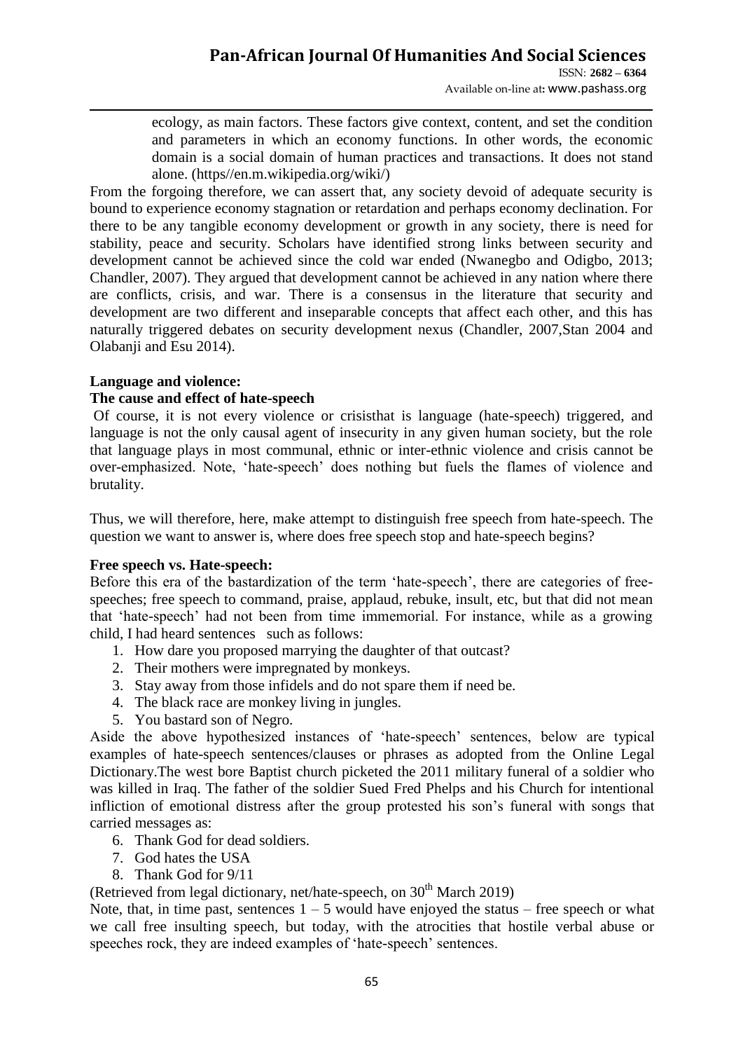ecology, as main factors. These factors give context, content, and set the condition and parameters in which an economy functions. In other words, the economic domain is a social domain of human practices and transactions. It does not stand alone. (https//en.m.wikipedia.org/wiki/)

From the forgoing therefore, we can assert that, any society devoid of adequate security is bound to experience economy stagnation or retardation and perhaps economy declination. For there to be any tangible economy development or growth in any society, there is need for stability, peace and security. Scholars have identified strong links between security and development cannot be achieved since the cold war ended (Nwanegbo and Odigbo, 2013; Chandler, 2007). They argued that development cannot be achieved in any nation where there are conflicts, crisis, and war. There is a consensus in the literature that security and development are two different and inseparable concepts that affect each other, and this has naturally triggered debates on security development nexus (Chandler, 2007,Stan 2004 and Olabanji and Esu 2014).

**Language and violence:**

**The cause and effect of hate-speech**

Of course, it is not every violence or crisisthat is language (hate-speech) triggered, and language is not the only causal agent of insecurity in any given human society, but the role that language plays in most communal, ethnic or inter-ethnic violence and crisis cannot be over-emphasized. Note, 'hate-speech' does nothing but fuels the flames of violence and brutality.

Thus, we will therefore, here, make attempt to distinguish free speech from hate-speech. The question we want to answer is, where does free speech stop and hate-speech begins?

**Free speech vs. Hate-speech:**

Before this era of the bastardization of the term 'hate-speech', there are categories of free-speeches; free speech to command, praise, applaud, rebuke, insult, etc, but that did not mean that 'hate-speech' had not been from time immemorial. For instance, while as a growing child, I had heard sentences such as follows:

1. How dare you proposed marrying the daughter of that outcast?
2. Their mothers were impregnated by monkeys.
3. Stay away from those infidels and do not spare them if need be.
4. The black race are monkey living in jungles.
5. You bastard son of Negro.

Aside the above hypothesized instances of 'hate-speech' sentences, below are typical examples of hate-speech sentences/clauses or phrases as adopted from the Online Legal Dictionary.The west bore Baptist church picketed the 2011 military funeral of a soldier who was killed in Iraq. The father of the soldier Sued Fred Phelps and his Church for intentional infliction of emotional distress after the group protested his son's funeral with songs that carried messages as:

6. Thank God for dead soldiers.
7. God hates the USA
8. Thank God for 9/11

(Retrieved from legal dictionary, net/hate-speech, on 30th March 2019)

Note, that, in time past, sentences 1 – 5 would have enjoyed the status – free speech or what we call free insulting speech, but today, with the atrocities that hostile verbal abuse or speeches rock, they are indeed examples of 'hate-speech' sentences.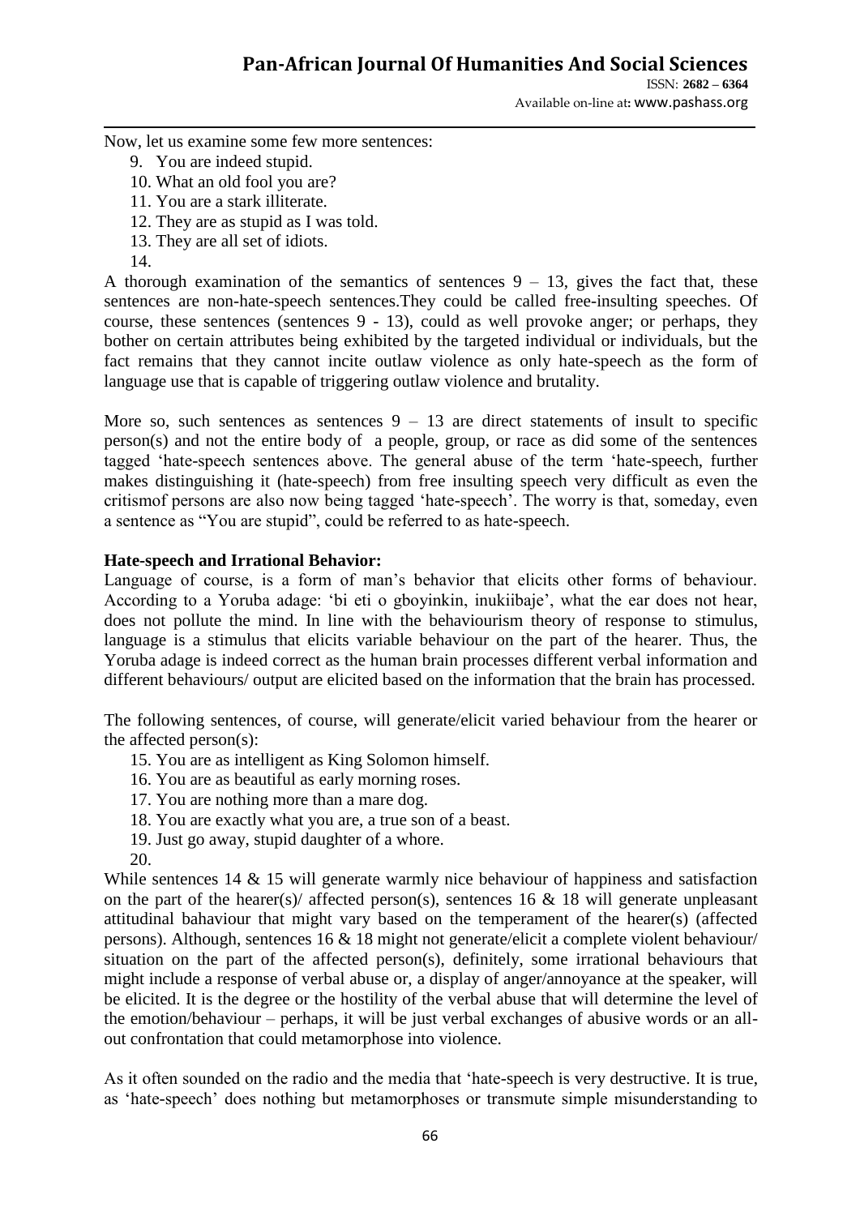Now, let us examine some few more sentences:

9. You are indeed stupid.
10. What an old fool you are?
11. You are a stark illiterate.
12. They are as stupid as I was told.
13. They are all set of idiots.
14.

A thorough examination of the semantics of sentences 9 – 13, gives the fact that, these sentences are non-hate-speech sentences.They could be called free-insulting speeches. Of course, these sentences (sentences 9 - 13), could as well provoke anger; or perhaps, they bother on certain attributes being exhibited by the targeted individual or individuals, but the fact remains that they cannot incite outlaw violence as only hate-speech as the form of language use that is capable of triggering outlaw violence and brutality.

More so, such sentences as sentences 9 – 13 are direct statements of insult to specific person(s) and not the entire body of a people, group, or race as did some of the sentences tagged 'hate-speech sentences above. The general abuse of the term 'hate-speech, further makes distinguishing it (hate-speech) from free insulting speech very difficult as even the critismof persons are also now being tagged 'hate-speech'. The worry is that, someday, even a sentence as "You are stupid", could be referred to as hate-speech.

**Hate-speech and Irrational Behavior:**

Language of course, is a form of man's behavior that elicits other forms of behaviour. According to a Yoruba adage: 'bi eti o gboyinkin, inukiibaje', what the ear does not hear, does not pollute the mind. In line with the behaviourism theory of response to stimulus, language is a stimulus that elicits variable behaviour on the part of the hearer. Thus, the Yoruba adage is indeed correct as the human brain processes different verbal information and different behaviours/ output are elicited based on the information that the brain has processed.

The following sentences, of course, will generate/elicit varied behaviour from the hearer or the affected person(s):

15. You are as intelligent as King Solomon himself.
16. You are as beautiful as early morning roses.
17. You are nothing more than a mare dog.
18. You are exactly what you are, a true son of a beast.
19. Just go away, stupid daughter of a whore.
20.

While sentences 14 & 15 will generate warmly nice behaviour of happiness and satisfaction on the part of the hearer(s)/ affected person(s), sentences 16 & 18 will generate unpleasant attitudinal bahaviour that might vary based on the temperament of the hearer(s) (affected persons). Although, sentences 16 & 18 might not generate/elicit a complete violent behaviour/ situation on the part of the affected person(s), definitely, some irrational behaviours that might include a response of verbal abuse or, a display of anger/annoyance at the speaker, will be elicited. It is the degree or the hostility of the verbal abuse that will determine the level of the emotion/behaviour – perhaps, it will be just verbal exchanges of abusive words or an all-out confrontation that could metamorphose into violence.

As it often sounded on the radio and the media that 'hate-speech is very destructive. It is true, as 'hate-speech' does nothing but metamorphoses or transmute simple misunderstanding to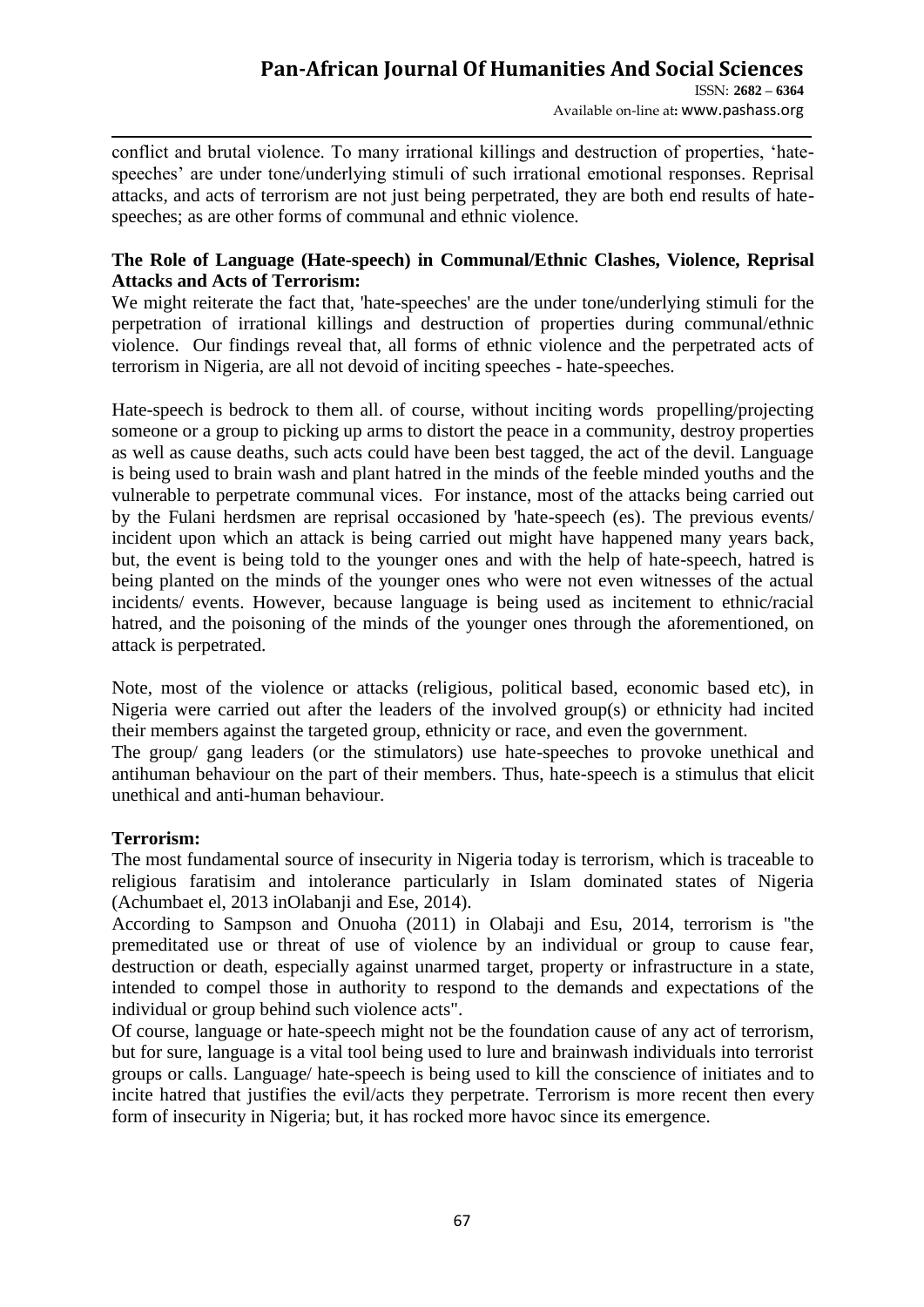conflict and brutal violence. To many irrational killings and destruction of properties, 'hate-speeches' are under tone/underlying stimuli of such irrational emotional responses. Reprisal attacks, and acts of terrorism are not just being perpetrated, they are both end results of hate-speeches; as are other forms of communal and ethnic violence.

**The Role of Language (Hate-speech) in Communal/Ethnic Clashes, Violence, Reprisal Attacks and Acts of Terrorism:**

We might reiterate the fact that, 'hate-speeches' are the under tone/underlying stimuli for the perpetration of irrational killings and destruction of properties during communal/ethnic violence. Our findings reveal that, all forms of ethnic violence and the perpetrated acts of terrorism in Nigeria, are all not devoid of inciting speeches - hate-speeches.

Hate-speech is bedrock to them all. of course, without inciting words propelling/projecting someone or a group to picking up arms to distort the peace in a community, destroy properties as well as cause deaths, such acts could have been best tagged, the act of the devil. Language is being used to brain wash and plant hatred in the minds of the feeble minded youths and the vulnerable to perpetrate communal vices. For instance, most of the attacks being carried out by the Fulani herdsmen are reprisal occasioned by 'hate-speech (es). The previous events/ incident upon which an attack is being carried out might have happened many years back, but, the event is being told to the younger ones and with the help of hate-speech, hatred is being planted on the minds of the younger ones who were not even witnesses of the actual incidents/ events. However, because language is being used as incitement to ethnic/racial hatred, and the poisoning of the minds of the younger ones through the aforementioned, on attack is perpetrated.

Note, most of the violence or attacks (religious, political based, economic based etc), in Nigeria were carried out after the leaders of the involved group(s) or ethnicity had incited their members against the targeted group, ethnicity or race, and even the government.

The group/ gang leaders (or the stimulators) use hate-speeches to provoke unethical and antihuman behaviour on the part of their members. Thus, hate-speech is a stimulus that elicit unethical and anti-human behaviour.

**Terrorism:**

The most fundamental source of insecurity in Nigeria today is terrorism, which is traceable to religious faratisim and intolerance particularly in Islam dominated states of Nigeria (Achumbaet el, 2013 inOlabanji and Ese, 2014).

According to Sampson and Onuoha (2011) in Olabaji and Esu, 2014, terrorism is "the premeditated use or threat of use of violence by an individual or group to cause fear, destruction or death, especially against unarmed target, property or infrastructure in a state, intended to compel those in authority to respond to the demands and expectations of the individual or group behind such violence acts".

Of course, language or hate-speech might not be the foundation cause of any act of terrorism, but for sure, language is a vital tool being used to lure and brainwash individuals into terrorist groups or calls. Language/ hate-speech is being used to kill the conscience of initiates and to incite hatred that justifies the evil/acts they perpetrate. Terrorism is more recent then every form of insecurity in Nigeria; but, it has rocked more havoc since its emergence.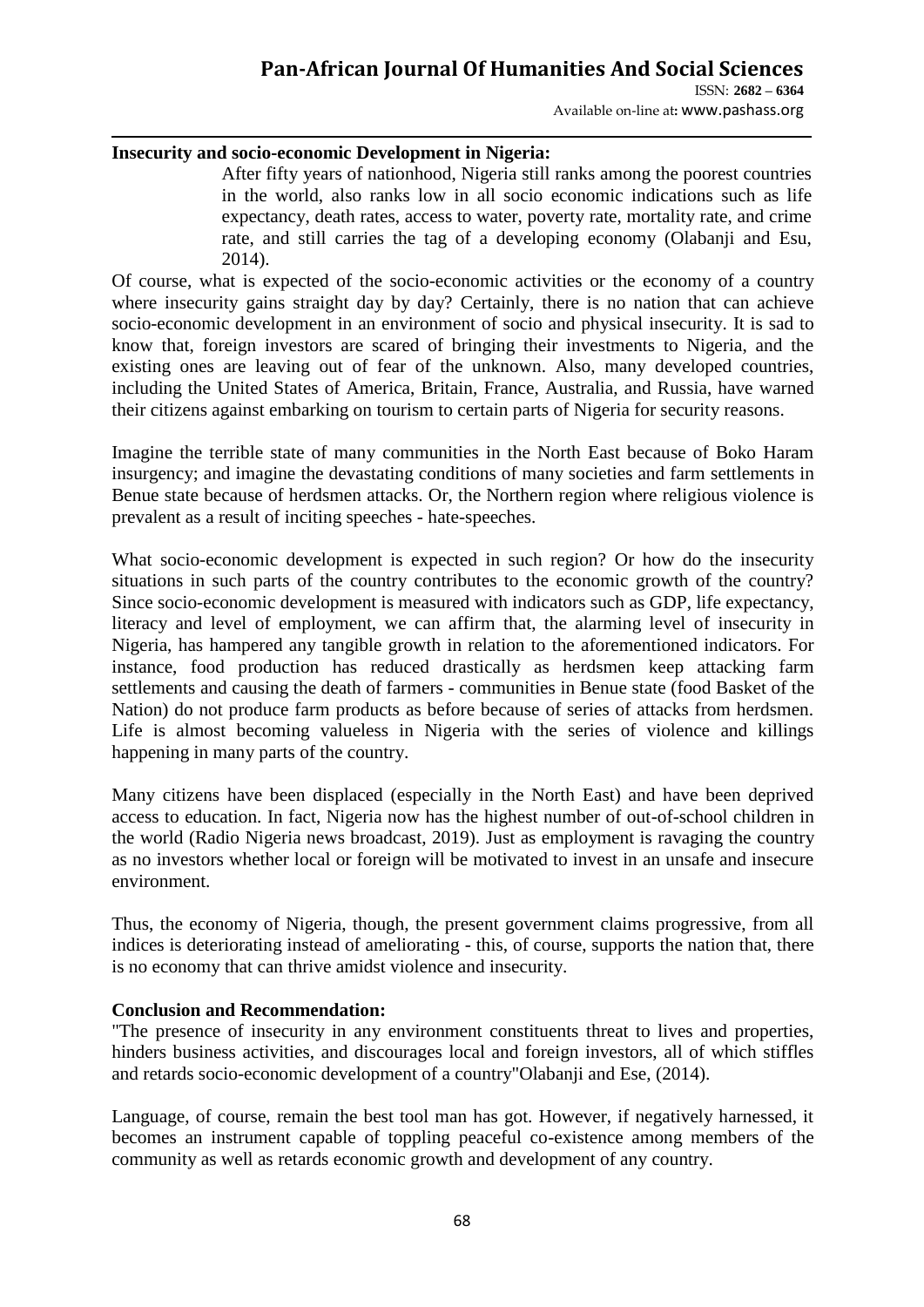**Insecurity and socio-economic Development in Nigeria:**

> After fifty years of nationhood, Nigeria still ranks among the poorest countries in the world, also ranks low in all socio economic indications such as life expectancy, death rates, access to water, poverty rate, mortality rate, and crime rate, and still carries the tag of a developing economy (Olabanji and Esu, 2014).

Of course, what is expected of the socio-economic activities or the economy of a country where insecurity gains straight day by day? Certainly, there is no nation that can achieve socio-economic development in an environment of socio and physical insecurity. It is sad to know that, foreign investors are scared of bringing their investments to Nigeria, and the existing ones are leaving out of fear of the unknown. Also, many developed countries, including the United States of America, Britain, France, Australia, and Russia, have warned their citizens against embarking on tourism to certain parts of Nigeria for security reasons.

Imagine the terrible state of many communities in the North East because of Boko Haram insurgency; and imagine the devastating conditions of many societies and farm settlements in Benue state because of herdsmen attacks. Or, the Northern region where religious violence is prevalent as a result of inciting speeches - hate-speeches.

What socio-economic development is expected in such region? Or how do the insecurity situations in such parts of the country contributes to the economic growth of the country? Since socio-economic development is measured with indicators such as GDP, life expectancy, literacy and level of employment, we can affirm that, the alarming level of insecurity in Nigeria, has hampered any tangible growth in relation to the aforementioned indicators. For instance, food production has reduced drastically as herdsmen keep attacking farm settlements and causing the death of farmers - communities in Benue state (food Basket of the Nation) do not produce farm products as before because of series of attacks from herdsmen. Life is almost becoming valueless in Nigeria with the series of violence and killings happening in many parts of the country.

Many citizens have been displaced (especially in the North East) and have been deprived access to education. In fact, Nigeria now has the highest number of out-of-school children in the world (Radio Nigeria news broadcast, 2019). Just as employment is ravaging the country as no investors whether local or foreign will be motivated to invest in an unsafe and insecure environment.

Thus, the economy of Nigeria, though, the present government claims progressive, from all indices is deteriorating instead of ameliorating - this, of course, supports the nation that, there is no economy that can thrive amidst violence and insecurity.

**Conclusion and Recommendation:**

"The presence of insecurity in any environment constituents threat to lives and properties, hinders business activities, and discourages local and foreign investors, all of which stiffles and retards socio-economic development of a country"Olabanji and Ese, (2014).

Language, of course, remain the best tool man has got. However, if negatively harnessed, it becomes an instrument capable of toppling peaceful co-existence among members of the community as well as retards economic growth and development of any country.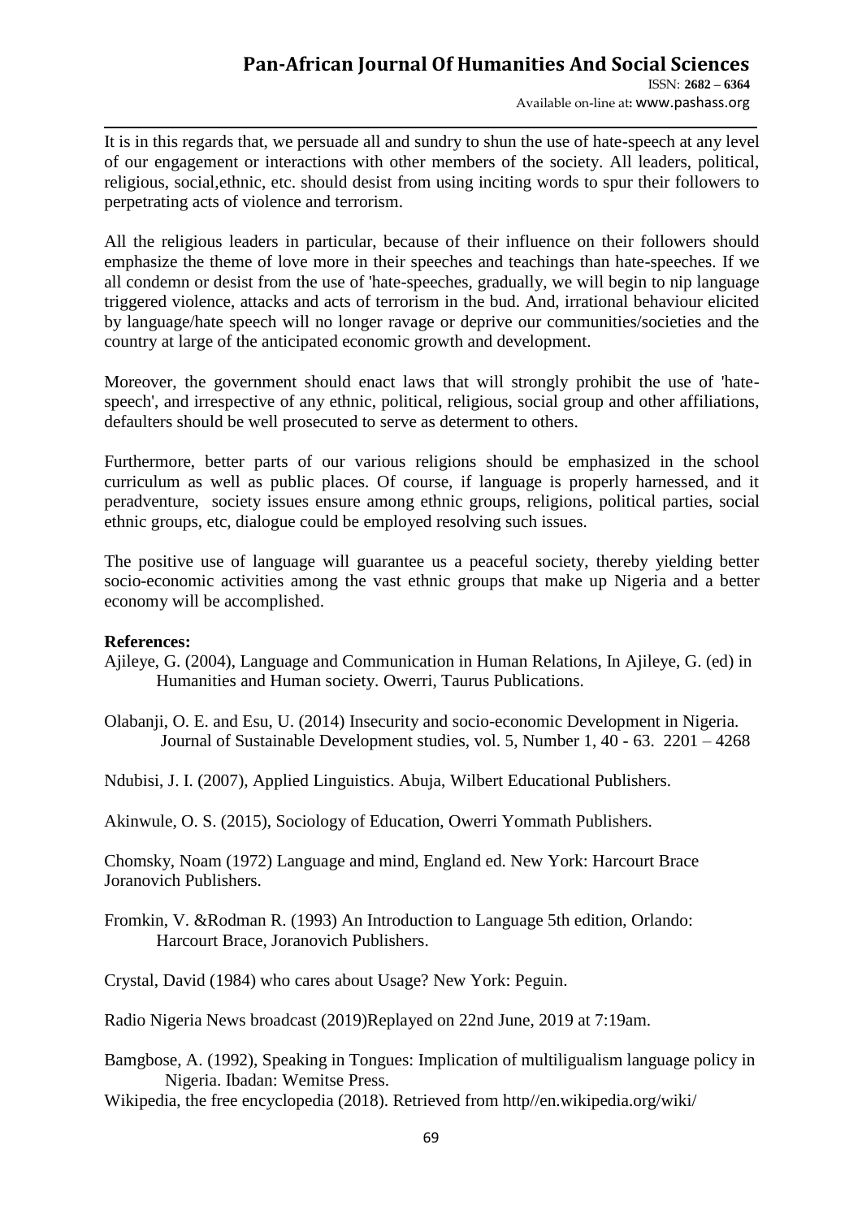It is in this regards that, we persuade all and sundry to shun the use of hate-speech at any level of our engagement or interactions with other members of the society. All leaders, political, religious, social,ethnic, etc. should desist from using inciting words to spur their followers to perpetrating acts of violence and terrorism.

All the religious leaders in particular, because of their influence on their followers should emphasize the theme of love more in their speeches and teachings than hate-speeches. If we all condemn or desist from the use of 'hate-speeches, gradually, we will begin to nip language triggered violence, attacks and acts of terrorism in the bud. And, irrational behaviour elicited by language/hate speech will no longer ravage or deprive our communities/societies and the country at large of the anticipated economic growth and development.

Moreover, the government should enact laws that will strongly prohibit the use of 'hate-speech', and irrespective of any ethnic, political, religious, social group and other affiliations, defaulters should be well prosecuted to serve as determent to others.

Furthermore, better parts of our various religions should be emphasized in the school curriculum as well as public places. Of course, if language is properly harnessed, and it peradventure, society issues ensure among ethnic groups, religions, political parties, social ethnic groups, etc, dialogue could be employed resolving such issues.

The positive use of language will guarantee us a peaceful society, thereby yielding better socio-economic activities among the vast ethnic groups that make up Nigeria and a better economy will be accomplished.

**References:**

Ajileye, G. (2004), Language and Communication in Human Relations, In Ajileye, G. (ed) in Humanities and Human society. Owerri, Taurus Publications.

Olabanji, O. E. and Esu, U. (2014) Insecurity and socio-economic Development in Nigeria. Journal of Sustainable Development studies, vol. 5, Number 1, 40 - 63. 2201 – 4268

Ndubisi, J. I. (2007), Applied Linguistics. Abuja, Wilbert Educational Publishers.

Akinwule, O. S. (2015), Sociology of Education, Owerri Yommath Publishers.

Chomsky, Noam (1972) Language and mind, England ed. New York: Harcourt Brace Joranovich Publishers.

Fromkin, V. &Rodman R. (1993) An Introduction to Language 5th edition, Orlando: Harcourt Brace, Joranovich Publishers.

Crystal, David (1984) who cares about Usage? New York: Peguin.

Radio Nigeria News broadcast (2019)Replayed on 22nd June, 2019 at 7:19am.

Bamgbose, A. (1992), Speaking in Tongues: Implication of multiligualism language policy in Nigeria. Ibadan: Wemitse Press.

Wikipedia, the free encyclopedia (2018). Retrieved from http//en.wikipedia.org/wiki/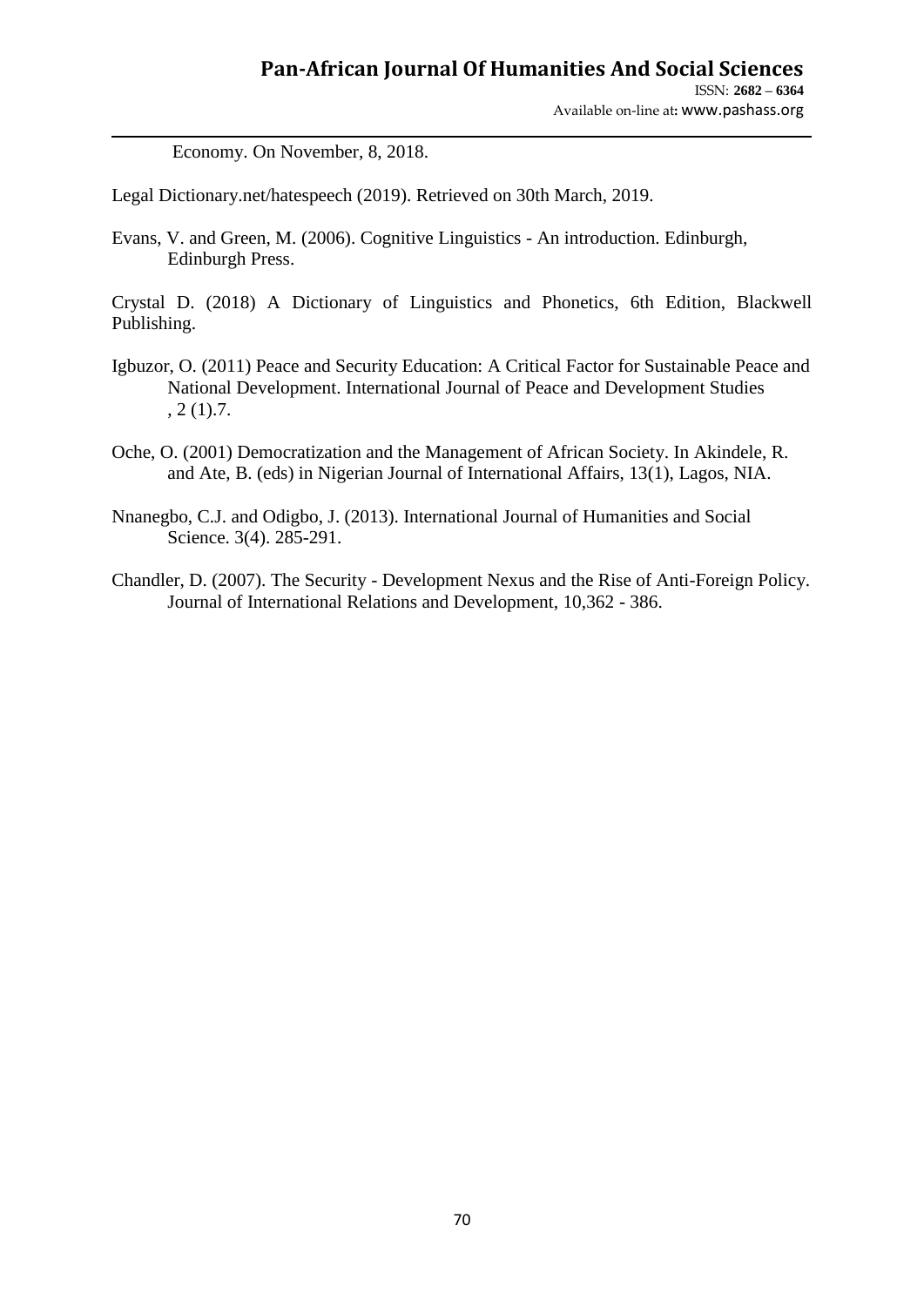Economy. On November, 8, 2018.

Legal Dictionary.net/hatespeech (2019). Retrieved on 30th March, 2019.

Evans, V. and Green, M. (2006). Cognitive Linguistics - An introduction. Edinburgh, Edinburgh Press.

Crystal D. (2018) A Dictionary of Linguistics and Phonetics, 6th Edition, Blackwell Publishing.

Igbuzor, O. (2011) Peace and Security Education: A Critical Factor for Sustainable Peace and National Development. International Journal of Peace and Development Studies , 2 (1).7.

Oche, O. (2001) Democratization and the Management of African Society. In Akindele, R. and Ate, B. (eds) in Nigerian Journal of International Affairs, 13(1), Lagos, NIA.

Nnanegbo, C.J. and Odigbo, J. (2013). International Journal of Humanities and Social Science. 3(4). 285-291.

Chandler, D. (2007). The Security - Development Nexus and the Rise of Anti-Foreign Policy. Journal of International Relations and Development, 10,362 - 386.